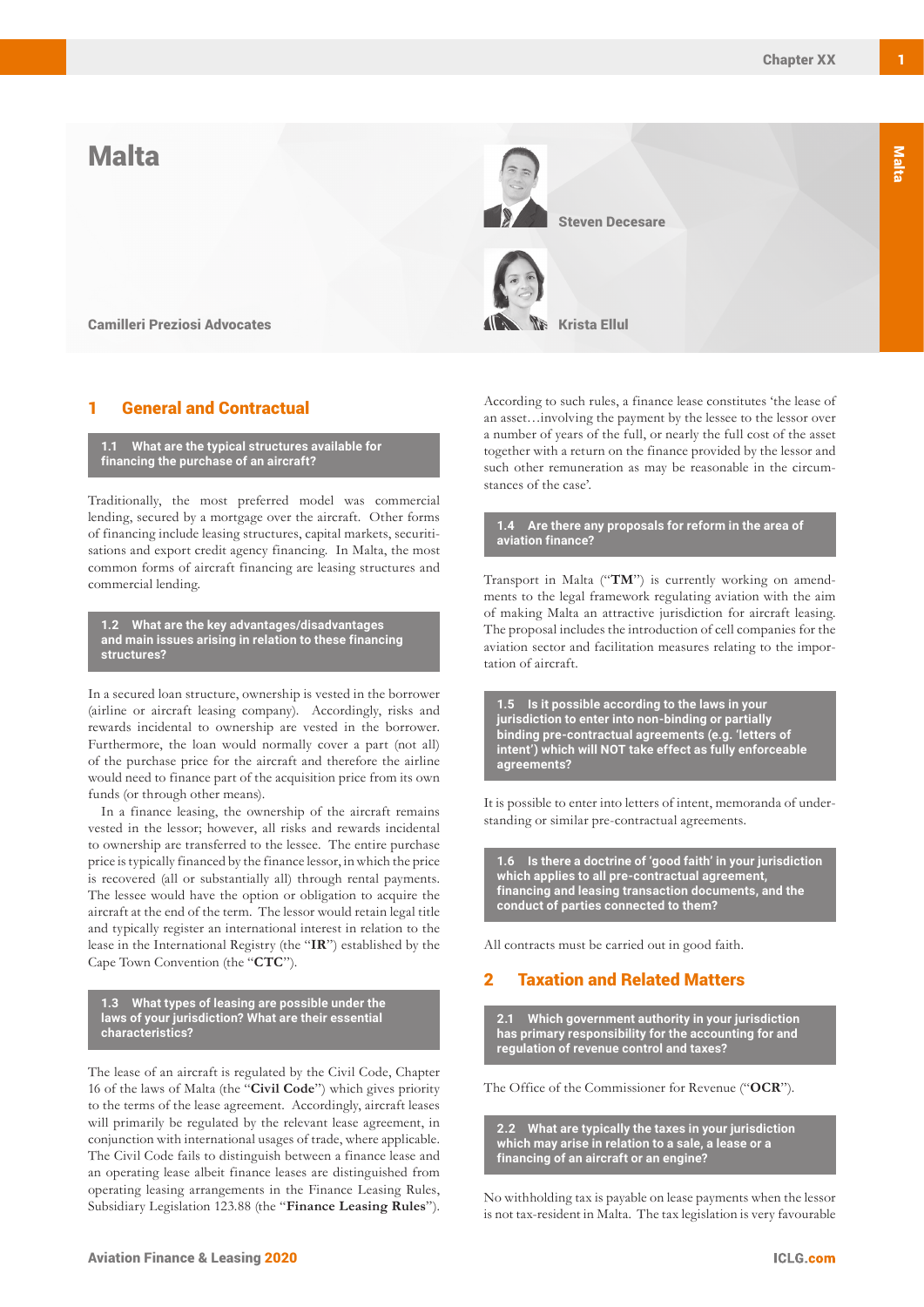# Malta

Camilleri Preziosi Advocates

Steven Decesare

Krista Ellul

## 1 General and Contractual

### 1.1 What are the typical structures available for financing the purchase of an aircraft?

Traditionally, the most preferred model was commercial lending, secured by a mortgage over the aircraft. Other forms of financing include leasing structures, capital markets, securitisations and export credit agency financing. In Malta, the most common forms of aircraft financing are leasing structures and commercial lending.

### 1.2 What are the key advantages/disadvantages and main issues arising in relation to these financing structures?

In a secured loan structure, ownership is vested in the borrower (airline or aircraft leasing company). Accordingly, risks and rewards incidental to ownership are vested in the borrower. Furthermore, the loan would normally cover a part (not all) of the purchase price for the aircraft and therefore the airline would need to finance part of the acquisition price from its own funds (or through other means).

In a finance leasing, the ownership of the aircraft remains vested in the lessor; however, all risks and rewards incidental to ownership are transferred to the lessee. The entire purchase price is typically financed by the finance lessor, in which the price is recovered (all or substantially all) through rental payments. The lessee would have the option or obligation to acquire the aircraft at the end of the term. The lessor would retain legal title and typically register an international interest in relation to the lease in the International Registry (the "**IR**") established by the Cape Town Convention (the "**CTC**").

### 1.3 What types of leasing are possible under the laws of your jurisdiction? What are their essential characteristics?

The lease of an aircraft is regulated by the Civil Code, Chapter 16 of the laws of Malta (the "**Civil Code**") which gives priority to the terms of the lease agreement. Accordingly, aircraft leases will primarily be regulated by the relevant lease agreement, in conjunction with international usages of trade, where applicable. The Civil Code fails to distinguish between a finance lease and an operating lease albeit finance leases are distinguished from operating leasing arrangements in the Finance Leasing Rules, Subsidiary Legislation 123.88 (the "**Finance Leasing Rules**").

According to such rules, a finance lease constitutes 'the lease of an asset…involving the payment by the lessee to the lessor over a number of years of the full, or nearly the full cost of the asset together with a return on the finance provided by the lessor and such other remuneration as may be reasonable in the circumstances of the case'.

### 1.4 Are there any proposals for reform in the area of aviation finance?

Transport in Malta ("**TM**") is currently working on amendments to the legal framework regulating aviation with the aim of making Malta an attractive jurisdiction for aircraft leasing. The proposal includes the introduction of cell companies for the aviation sector and facilitation measures relating to the importation of aircraft.

### 1.5 Is it possible according to the laws in your jurisdiction to enter into non-binding or partially binding pre-contractual agreements (e.g. 'letters of intent') which will NOT take effect as fully enforceable agreements?

It is possible to enter into letters of intent, memoranda of understanding or similar pre-contractual agreements.

### 1.6 Is there a doctrine of 'good faith' in your jurisdiction which applies to all pre-contractual agreement, financing and leasing transaction documents, and the conduct of parties connected to them?

All contracts must be carried out in good faith.

## 2 Taxation and Related Matters

### 2.1 Which government authority in your jurisdiction has primary responsibility for the accounting for and regulation of revenue control and taxes?

The Office of the Commissioner for Revenue ("**OCR**").

### 2.2 What are typically the taxes in your jurisdiction which may arise in relation to a sale, a lease or a financing of an aircraft or an engine?

No withholding tax is payable on lease payments when the lessor is not tax-resident in Malta. The tax legislation is very favourable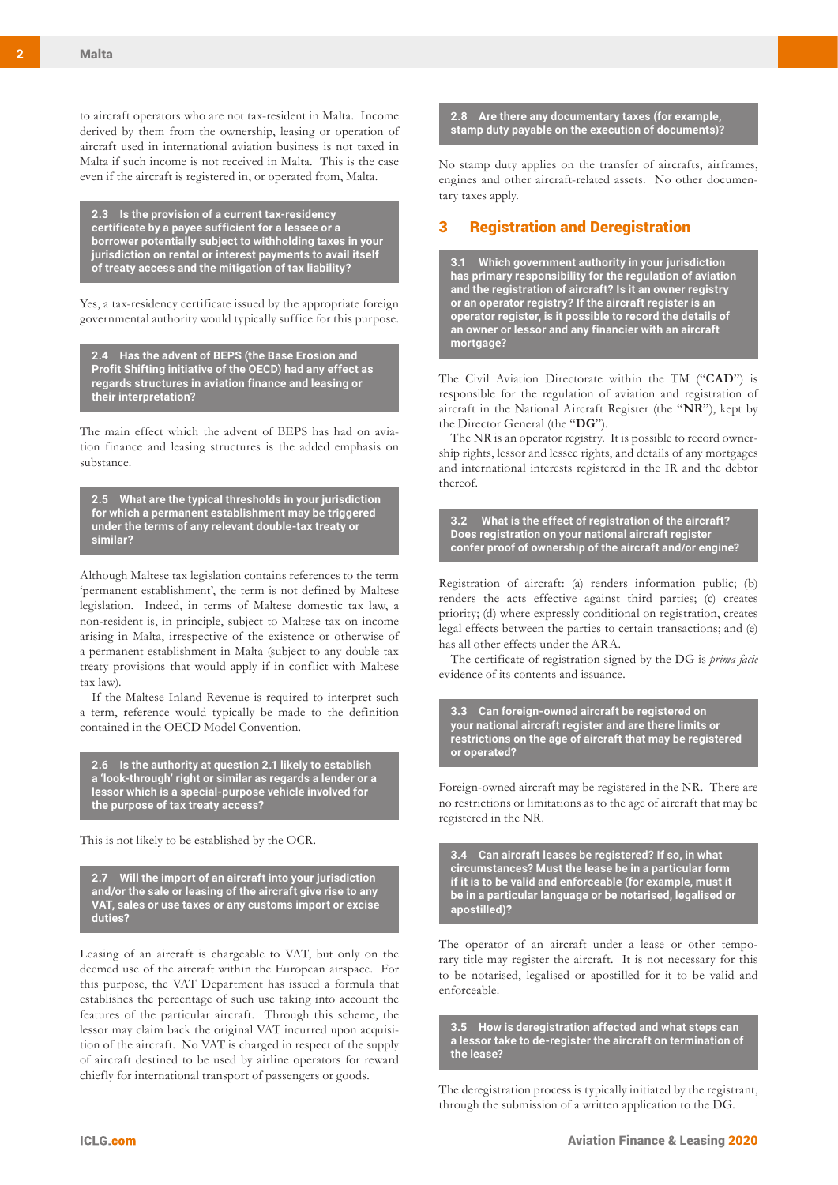to aircraft operators who are not tax-resident in Malta. Income derived by them from the ownership, leasing or operation of aircraft used in international aviation business is not taxed in Malta if such income is not received in Malta. This is the case even if the aircraft is registered in, or operated from, Malta.

**2.3 Is the provision of a current tax-residency certificate by a payee sufficient for a lessee or a borrower potentially subject to withholding taxes in your jurisdiction on rental or interest payments to avail itself of treaty access and the mitigation of tax liability?**

Yes, a tax-residency certificate issued by the appropriate foreign governmental authority would typically suffice for this purpose.

**2.4 Has the advent of BEPS (the Base Erosion and Profit Shifting initiative of the OECD) had any effect as regards structures in aviation finance and leasing or their interpretation?**

The main effect which the advent of BEPS has had on aviation finance and leasing structures is the added emphasis on substance.

**2.5 What are the typical thresholds in your jurisdiction for which a permanent establishment may be triggered under the terms of any relevant double-tax treaty or similar?**

Although Maltese tax legislation contains references to the term 'permanent establishment', the term is not defined by Maltese legislation. Indeed, in terms of Maltese domestic tax law, a non-resident is, in principle, subject to Maltese tax on income arising in Malta, irrespective of the existence or otherwise of a permanent establishment in Malta (subject to any double tax treaty provisions that would apply if in conflict with Maltese tax law).

If the Maltese Inland Revenue is required to interpret such a term, reference would typically be made to the definition contained in the OECD Model Convention.

**2.6 Is the authority at question 2.1 likely to establish a 'look-through' right or similar as regards a lender or a lessor which is a special-purpose vehicle involved for the purpose of tax treaty access?**

This is not likely to be established by the OCR.

**2.7 Will the import of an aircraft into your jurisdiction and/or the sale or leasing of the aircraft give rise to any VAT, sales or use taxes or any customs import or excise duties?**

Leasing of an aircraft is chargeable to VAT, but only on the deemed use of the aircraft within the European airspace. For this purpose, the VAT Department has issued a formula that establishes the percentage of such use taking into account the features of the particular aircraft. Through this scheme, the lessor may claim back the original VAT incurred upon acquisition of the aircraft. No VAT is charged in respect of the supply of aircraft destined to be used by airline operators for reward chiefly for international transport of passengers or goods.

**2.8 Are there any documentary taxes (for example, stamp duty payable on the execution of documents)?**

No stamp duty applies on the transfer of aircrafts, airframes, engines and other aircraft-related assets. No other documentary taxes apply.

## 3 Registration and Deregistration

**3.1 Which government authority in your jurisdiction has primary responsibility for the regulation of aviation and the registration of aircraft? Is it an owner registry or an operator registry? If the aircraft register is an operator register, is it possible to record the details of an owner or lessor and any financier with an aircraft mortgage?**

The Civil Aviation Directorate within the TM ("**CAD**") is responsible for the regulation of aviation and registration of aircraft in the National Aircraft Register (the "**NR**"), kept by the Director General (the "**DG**").

The NR is an operator registry. It is possible to record ownership rights, lessor and lessee rights, and details of any mortgages and international interests registered in the IR and the debtor thereof.

**3.2 What is the effect of registration of the aircraft? Does registration on your national aircraft register confer proof of ownership of the aircraft and/or engine?**

Registration of aircraft: (a) renders information public; (b) renders the acts effective against third parties; (c) creates priority; (d) where expressly conditional on registration, creates legal effects between the parties to certain transactions; and (e) has all other effects under the ARA.

The certificate of registration signed by the DG is *prima facie* evidence of its contents and issuance.

**3.3 Can foreign-owned aircraft be registered on your national aircraft register and are there limits or restrictions on the age of aircraft that may be registered or operated?**

Foreign-owned aircraft may be registered in the NR. There are no restrictions or limitations as to the age of aircraft that may be registered in the NR.

**3.4 Can aircraft leases be registered? If so, in what circumstances? Must the lease be in a particular form if it is to be valid and enforceable (for example, must it be in a particular language or be notarised, legalised or apostilled)?**

The operator of an aircraft under a lease or other temporary title may register the aircraft. It is not necessary for this to be notarised, legalised or apostilled for it to be valid and enforceable.

**3.5 How is deregistration affected and what steps can a lessor take to de-register the aircraft on termination of the lease?**

The deregistration process is typically initiated by the registrant, through the submission of a written application to the DG.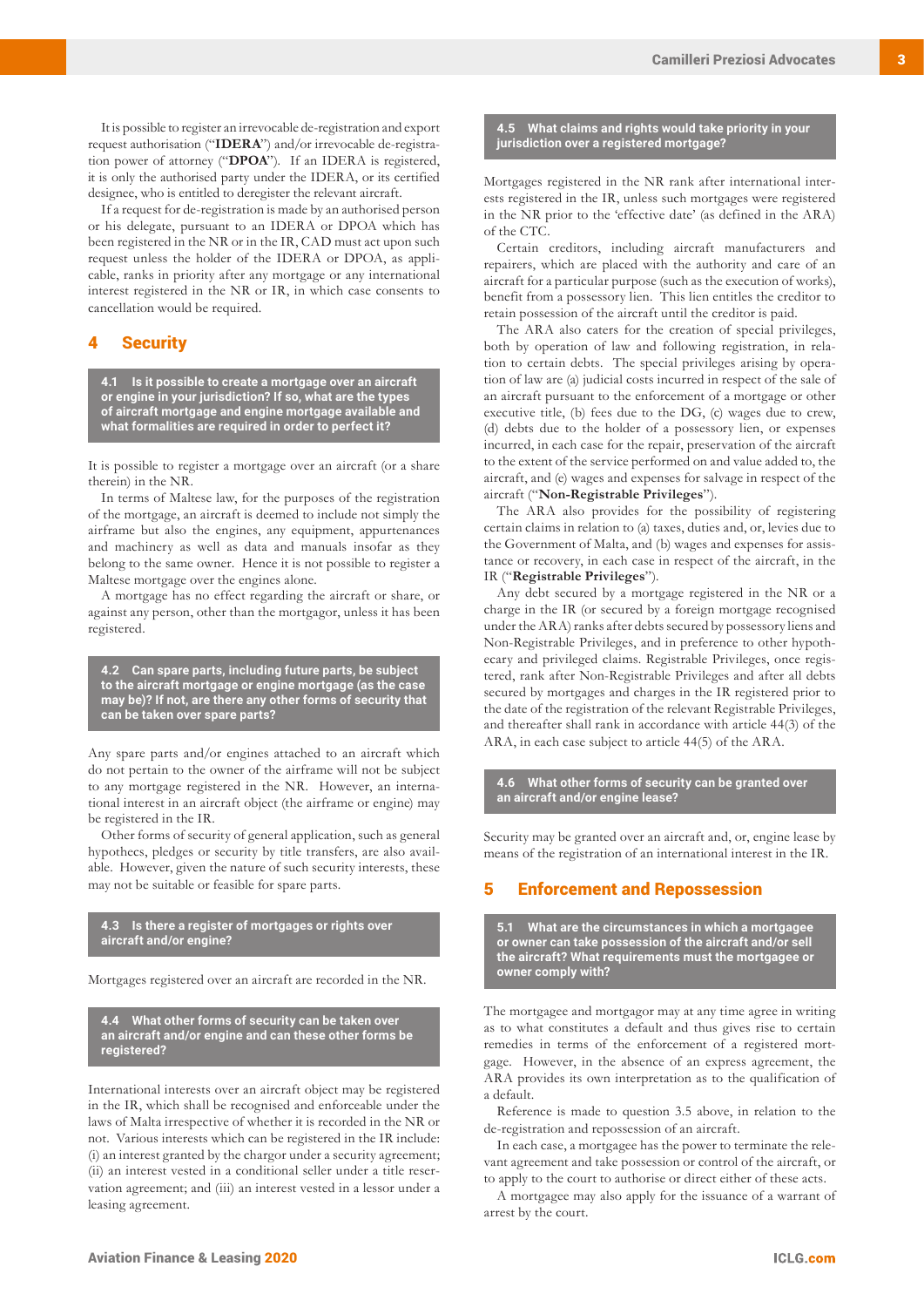It is possible to register an irrevocable de-registration and export request authorisation ("**IDERA**") and/or irrevocable de-registration power of attorney ("**DPOA**"). If an IDERA is registered, it is only the authorised party under the IDERA, or its certified designee, who is entitled to deregister the relevant aircraft.

If a request for de-registration is made by an authorised person or his delegate, pursuant to an IDERA or DPOA which has been registered in the NR or in the IR, CAD must act upon such request unless the holder of the IDERA or DPOA, as applicable, ranks in priority after any mortgage or any international interest registered in the NR or IR, in which case consents to cancellation would be required.

## 4 Security

### 4.1 Is it possible to create a mortgage over an aircraft or engine in your jurisdiction? If so, what are the types of aircraft mortgage and engine mortgage available and what formalities are required in order to perfect it?

It is possible to register a mortgage over an aircraft (or a share therein) in the NR.

In terms of Maltese law, for the purposes of the registration of the mortgage, an aircraft is deemed to include not simply the airframe but also the engines, any equipment, appurtenances and machinery as well as data and manuals insofar as they belong to the same owner. Hence it is not possible to register a Maltese mortgage over the engines alone.

A mortgage has no effect regarding the aircraft or share, or against any person, other than the mortgagor, unless it has been registered.

### 4.2 Can spare parts, including future parts, be subject to the aircraft mortgage or engine mortgage (as the case may be)? If not, are there any other forms of security that can be taken over spare parts?

Any spare parts and/or engines attached to an aircraft which do not pertain to the owner of the airframe will not be subject to any mortgage registered in the NR. However, an international interest in an aircraft object (the airframe or engine) may be registered in the IR.

Other forms of security of general application, such as general hypothecs, pledges or security by title transfers, are also available. However, given the nature of such security interests, these may not be suitable or feasible for spare parts.

### 4.3 Is there a register of mortgages or rights over aircraft and/or engine?

Mortgages registered over an aircraft are recorded in the NR.

### 4.4 What other forms of security can be taken over an aircraft and/or engine and can these other forms be registered?

International interests over an aircraft object may be registered in the IR, which shall be recognised and enforceable under the laws of Malta irrespective of whether it is recorded in the NR or not. Various interests which can be registered in the IR include: (i) an interest granted by the chargor under a security agreement; (ii) an interest vested in a conditional seller under a title reservation agreement; and (iii) an interest vested in a lessor under a leasing agreement.

### 4.5 What claims and rights would take priority in your jurisdiction over a registered mortgage?

Mortgages registered in the NR rank after international interests registered in the IR, unless such mortgages were registered in the NR prior to the 'effective date' (as defined in the ARA) of the CTC.

Certain creditors, including aircraft manufacturers and repairers, which are placed with the authority and care of an aircraft for a particular purpose (such as the execution of works), benefit from a possessory lien. This lien entitles the creditor to retain possession of the aircraft until the creditor is paid.

The ARA also caters for the creation of special privileges, both by operation of law and following registration, in relation to certain debts. The special privileges arising by operation of law are (a) judicial costs incurred in respect of the sale of an aircraft pursuant to the enforcement of a mortgage or other executive title, (b) fees due to the DG, (c) wages due to crew, (d) debts due to the holder of a possessory lien, or expenses incurred, in each case for the repair, preservation of the aircraft to the extent of the service performed on and value added to, the aircraft, and (e) wages and expenses for salvage in respect of the aircraft ("**Non-Registrable Privileges**").

The ARA also provides for the possibility of registering certain claims in relation to (a) taxes, duties and, or, levies due to the Government of Malta, and (b) wages and expenses for assistance or recovery, in each case in respect of the aircraft, in the IR ("**Registrable Privileges**").

Any debt secured by a mortgage registered in the NR or a charge in the IR (or secured by a foreign mortgage recognised under the ARA) ranks after debts secured by possessory liens and Non-Registrable Privileges, and in preference to other hypothecary and privileged claims. Registrable Privileges, once registered, rank after Non-Registrable Privileges and after all debts secured by mortgages and charges in the IR registered prior to the date of the registration of the relevant Registrable Privileges, and thereafter shall rank in accordance with article 44(3) of the ARA, in each case subject to article 44(5) of the ARA.

### 4.6 What other forms of security can be granted over an aircraft and/or engine lease?

Security may be granted over an aircraft and, or, engine lease by means of the registration of an international interest in the IR.

## 5 Enforcement and Repossession

### 5.1 What are the circumstances in which a mortgagee or owner can take possession of the aircraft and/or sell the aircraft? What requirements must the mortgagee or owner comply with?

The mortgagee and mortgagor may at any time agree in writing as to what constitutes a default and thus gives rise to certain remedies in terms of the enforcement of a registered mortgage. However, in the absence of an express agreement, the ARA provides its own interpretation as to the qualification of a default.

Reference is made to question 3.5 above, in relation to the de-registration and repossession of an aircraft.

In each case, a mortgagee has the power to terminate the relevant agreement and take possession or control of the aircraft, or to apply to the court to authorise or direct either of these acts.

A mortgagee may also apply for the issuance of a warrant of arrest by the court.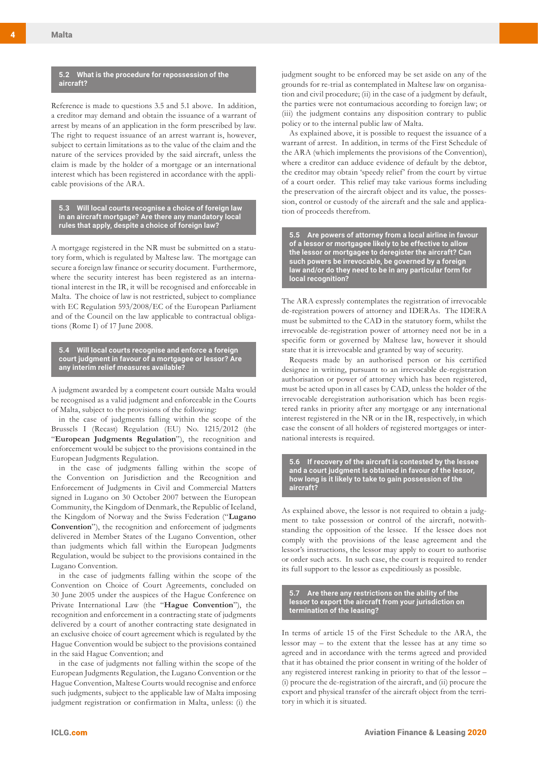### 5.2 What is the procedure for repossession of the aircraft?

Reference is made to questions 3.5 and 5.1 above. In addition, a creditor may demand and obtain the issuance of a warrant of arrest by means of an application in the form prescribed by law. The right to request issuance of an arrest warrant is, however, subject to certain limitations as to the value of the claim and the nature of the services provided by the said aircraft, unless the claim is made by the holder of a mortgage or an international interest which has been registered in accordance with the applicable provisions of the ARA.

### 5.3 Will local courts recognise a choice of foreign law in an aircraft mortgage? Are there any mandatory local rules that apply, despite a choice of foreign law?

A mortgage registered in the NR must be submitted on a statutory form, which is regulated by Maltese law. The mortgage can secure a foreign law finance or security document. Furthermore, where the security interest has been registered as an international interest in the IR, it will be recognised and enforceable in Malta. The choice of law is not restricted, subject to compliance with EC Regulation 593/2008/EC of the European Parliament and of the Council on the law applicable to contractual obligations (Rome I) of 17 June 2008.

### 5.4 Will local courts recognise and enforce a foreign court judgment in favour of a mortgagee or lessor? Are any interim relief measures available?

A judgment awarded by a competent court outside Malta would be recognised as a valid judgment and enforceable in the Courts of Malta, subject to the provisions of the following:

in the case of judgments falling within the scope of the Brussels I (Recast) Regulation (EU) No. 1215/2012 (the "**European Judgments Regulation**"), the recognition and enforcement would be subject to the provisions contained in the European Judgments Regulation.

in the case of judgments falling within the scope of the Convention on Jurisdiction and the Recognition and Enforcement of Judgments in Civil and Commercial Matters signed in Lugano on 30 October 2007 between the European Community, the Kingdom of Denmark, the Republic of Iceland, the Kingdom of Norway and the Swiss Federation ("**Lugano Convention**"), the recognition and enforcement of judgments delivered in Member States of the Lugano Convention, other than judgments which fall within the European Judgments Regulation, would be subject to the provisions contained in the Lugano Convention.

in the case of judgments falling within the scope of the Convention on Choice of Court Agreements, concluded on 30 June 2005 under the auspices of the Hague Conference on Private International Law (the "**Hague Convention**"), the recognition and enforcement in a contracting state of judgments delivered by a court of another contracting state designated in an exclusive choice of court agreement which is regulated by the Hague Convention would be subject to the provisions contained in the said Hague Convention; and

in the case of judgments not falling within the scope of the European Judgments Regulation, the Lugano Convention or the Hague Convention, Maltese Courts would recognise and enforce such judgments, subject to the applicable law of Malta imposing judgment registration or confirmation in Malta, unless: (i) the judgment sought to be enforced may be set aside on any of the grounds for re-trial as contemplated in Maltese law on organisation and civil procedure; (ii) in the case of a judgment by default, the parties were not contumacious according to foreign law; or (iii) the judgment contains any disposition contrary to public policy or to the internal public law of Malta.

As explained above, it is possible to request the issuance of a warrant of arrest. In addition, in terms of the First Schedule of the ARA (which implements the provisions of the Convention), where a creditor can adduce evidence of default by the debtor, the creditor may obtain 'speedy relief' from the court by virtue of a court order. This relief may take various forms including the preservation of the aircraft object and its value, the possession, control or custody of the aircraft and the sale and application of proceeds therefrom.

### 5.5 Are powers of attorney from a local airline in favour of a lessor or mortgagee likely to be effective to allow the lessor or mortgagee to deregister the aircraft? Can such powers be irrevocable, be governed by a foreign law and/or do they need to be in any particular form for local recognition?

The ARA expressly contemplates the registration of irrevocable de-registration powers of attorney and IDERAs. The IDERA must be submitted to the CAD in the statutory form, whilst the irrevocable de-registration power of attorney need not be in a specific form or governed by Maltese law, however it should state that it is irrevocable and granted by way of security.

Requests made by an authorised person or his certified designee in writing, pursuant to an irrevocable de-registration authorisation or power of attorney which has been registered, must be acted upon in all cases by CAD, unless the holder of the irrevocable deregistration authorisation which has been registered ranks in priority after any mortgage or any international interest registered in the NR or in the IR, respectively, in which case the consent of all holders of registered mortgages or international interests is required.

### 5.6 If recovery of the aircraft is contested by the lessee and a court judgment is obtained in favour of the lessor, how long is it likely to take to gain possession of the aircraft?

As explained above, the lessor is not required to obtain a judgment to take possession or control of the aircraft, notwithstanding the opposition of the lessee. If the lessee does not comply with the provisions of the lease agreement and the lessor's instructions, the lessor may apply to court to authorise or order such acts. In such case, the court is required to render its full support to the lessor as expeditiously as possible.

### 5.7 Are there any restrictions on the ability of the lessor to export the aircraft from your jurisdiction on termination of the leasing?

In terms of article 15 of the First Schedule to the ARA, the lessor may – to the extent that the lessee has at any time so agreed and in accordance with the terms agreed and provided that it has obtained the prior consent in writing of the holder of any registered interest ranking in priority to that of the lessor – (i) procure the de-registration of the aircraft, and (ii) procure the export and physical transfer of the aircraft object from the territory in which it is situated.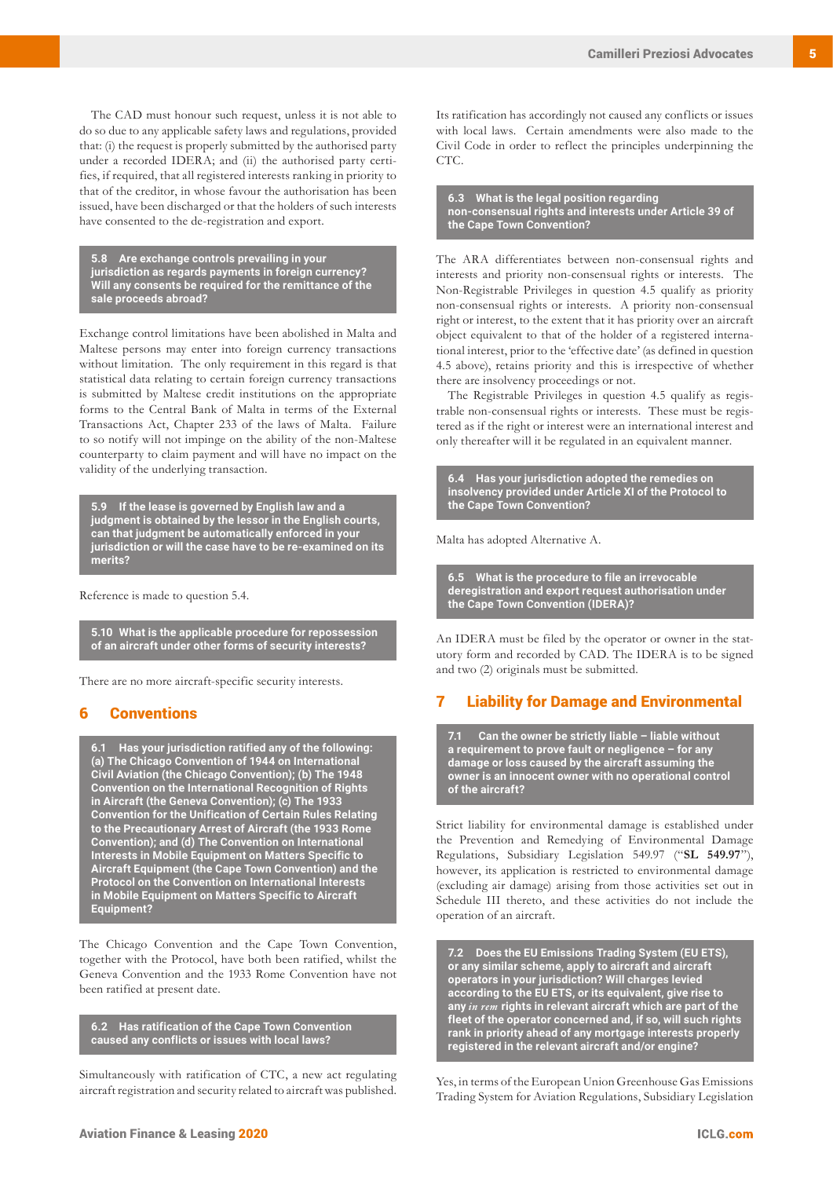The CAD must honour such request, unless it is not able to do so due to any applicable safety laws and regulations, provided that: (i) the request is properly submitted by the authorised party under a recorded IDERA; and (ii) the authorised party certifies, if required, that all registered interests ranking in priority to that of the creditor, in whose favour the authorisation has been issued, have been discharged or that the holders of such interests have consented to the de-registration and export.

**5.8 Are exchange controls prevailing in your jurisdiction as regards payments in foreign currency? Will any consents be required for the remittance of the sale proceeds abroad?**

Exchange control limitations have been abolished in Malta and Maltese persons may enter into foreign currency transactions without limitation. The only requirement in this regard is that statistical data relating to certain foreign currency transactions is submitted by Maltese credit institutions on the appropriate forms to the Central Bank of Malta in terms of the External Transactions Act, Chapter 233 of the laws of Malta. Failure to so notify will not impinge on the ability of the non-Maltese counterparty to claim payment and will have no impact on the validity of the underlying transaction.

**5.9 If the lease is governed by English law and a judgment is obtained by the lessor in the English courts, can that judgment be automatically enforced in your jurisdiction or will the case have to be re-examined on its merits?**

Reference is made to question 5.4.

**5.10 What is the applicable procedure for repossession of an aircraft under other forms of security interests?**

There are no more aircraft-specific security interests.

## 6 Conventions

**6.1 Has your jurisdiction ratified any of the following: (a) The Chicago Convention of 1944 on International Civil Aviation (the Chicago Convention); (b) The 1948 Convention on the International Recognition of Rights in Aircraft (the Geneva Convention); (c) The 1933 Convention for the Unification of Certain Rules Relating to the Precautionary Arrest of Aircraft (the 1933 Rome Convention); and (d) The Convention on International Interests in Mobile Equipment on Matters Specific to Aircraft Equipment (the Cape Town Convention) and the Protocol on the Convention on International Interests in Mobile Equipment on Matters Specific to Aircraft Equipment?**

The Chicago Convention and the Cape Town Convention, together with the Protocol, have both been ratified, whilst the Geneva Convention and the 1933 Rome Convention have not been ratified at present date.

**6.2 Has ratification of the Cape Town Convention caused any conflicts or issues with local laws?**

Simultaneously with ratification of CTC, a new act regulating aircraft registration and security related to aircraft was published. Its ratification has accordingly not caused any conflicts or issues with local laws. Certain amendments were also made to the Civil Code in order to reflect the principles underpinning the CTC.

**6.3 What is the legal position regarding non-consensual rights and interests under Article 39 of the Cape Town Convention?**

The ARA differentiates between non-consensual rights and interests and priority non-consensual rights or interests. The Non-Registrable Privileges in question 4.5 qualify as priority non-consensual rights or interests. A priority non-consensual right or interest, to the extent that it has priority over an aircraft object equivalent to that of the holder of a registered international interest, prior to the 'effective date' (as defined in question 4.5 above), retains priority and this is irrespective of whether there are insolvency proceedings or not.

The Registrable Privileges in question 4.5 qualify as registrable non-consensual rights or interests. These must be registered as if the right or interest were an international interest and only thereafter will it be regulated in an equivalent manner.

**6.4 Has your jurisdiction adopted the remedies on insolvency provided under Article XI of the Protocol to the Cape Town Convention?**

Malta has adopted Alternative A.

**6.5 What is the procedure to file an irrevocable deregistration and export request authorisation under the Cape Town Convention (IDERA)?**

An IDERA must be filed by the operator or owner in the statutory form and recorded by CAD. The IDERA is to be signed and two (2) originals must be submitted.

## 7 Liability for Damage and Environmental

**7.1 Can the owner be strictly liable – liable without a requirement to prove fault or negligence – for any damage or loss caused by the aircraft assuming the owner is an innocent owner with no operational control of the aircraft?**

Strict liability for environmental damage is established under the Prevention and Remedying of Environmental Damage Regulations, Subsidiary Legislation 549.97 ("**SL 549.97**"), however, its application is restricted to environmental damage (excluding air damage) arising from those activities set out in Schedule III thereto, and these activities do not include the operation of an aircraft.

**7.2 Does the EU Emissions Trading System (EU ETS), or any similar scheme, apply to aircraft and aircraft operators in your jurisdiction? Will charges levied according to the EU ETS, or its equivalent, give rise to any *in rem* rights in relevant aircraft which are part of the fleet of the operator concerned and, if so, will such rights rank in priority ahead of any mortgage interests properly registered in the relevant aircraft and/or engine?**

Yes, in terms of the European Union Greenhouse Gas Emissions Trading System for Aviation Regulations, Subsidiary Legislation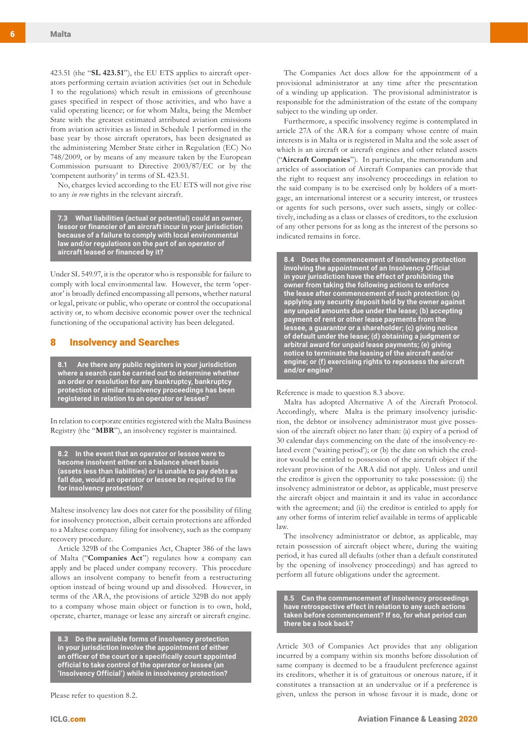423.51 (the "**SL 423.51**"), the EU ETS applies to aircraft operators performing certain aviation activities (set out in Schedule 1 to the regulations) which result in emissions of greenhouse gases specified in respect of those activities, and who have a valid operating licence; or for whom Malta, being the Member State with the greatest estimated attributed aviation emissions from aviation activities as listed in Schedule 1 performed in the base year by those aircraft operators, has been designated as the administering Member State either in Regulation (EC) No 748/2009, or by means of any measure taken by the European Commission pursuant to Directive 2003/87/EC or by the 'competent authority' in terms of SL 423.51.

No, charges levied according to the EU ETS will not give rise to any *in rem* rights in the relevant aircraft.

**7.3 What liabilities (actual or potential) could an owner, lessor or financier of an aircraft incur in your jurisdiction because of a failure to comply with local environmental law and/or regulations on the part of an operator of aircraft leased or financed by it?**

Under SL 549.97, it is the operator who is responsible for failure to comply with local environmental law. However, the term 'operator' is broadly defined encompassing all persons, whether natural or legal, private or public, who operate or control the occupational activity or, to whom decisive economic power over the technical functioning of the occupational activity has been delegated.

## 8 Insolvency and Searches

**8.1 Are there any public registers in your jurisdiction where a search can be carried out to determine whether an order or resolution for any bankruptcy, bankruptcy protection or similar insolvency proceedings has been registered in relation to an operator or lessee?**

In relation to corporate entities registered with the Malta Business Registry (the "**MBR**"), an insolvency register is maintained.

**8.2 In the event that an operator or lessee were to become insolvent either on a balance sheet basis (assets less than liabilities) or is unable to pay debts as fall due, would an operator or lessee be required to file for insolvency protection?**

Maltese insolvency law does not cater for the possibility of filing for insolvency protection, albeit certain protections are afforded to a Maltese company filing for insolvency, such as the company recovery procedure.

Article 329B of the Companies Act, Chapter 386 of the laws of Malta ("**Companies Act**") regulates how a company can apply and be placed under company recovery. This procedure allows an insolvent company to benefit from a restructuring option instead of being wound up and dissolved. However, in terms of the ARA, the provisions of article 329B do not apply to a company whose main object or function is to own, hold, operate, charter, manage or lease any aircraft or aircraft engine.

**8.3 Do the available forms of insolvency protection in your jurisdiction involve the appointment of either an officer of the court or a specifically court appointed official to take control of the operator or lessee (an 'Insolvency Official') while in insolvency protection?**

Please refer to question 8.2.

The Companies Act does allow for the appointment of a provisional administrator at any time after the presentation of a winding up application. The provisional administrator is responsible for the administration of the estate of the company subject to the winding up order.

Furthermore, a specific insolvency regime is contemplated in article 27A of the ARA for a company whose centre of main interests is in Malta or is registered in Malta and the sole asset of which is an aircraft or aircraft engines and other related assets ("**Aircraft Companies**"). In particular, the memorandum and articles of association of Aircraft Companies can provide that the right to request any insolvency proceedings in relation to the said company is to be exercised only by holders of a mortgage, an international interest or a security interest, or trustees or agents for such persons, over such assets, singly or collectively, including as a class or classes of creditors, to the exclusion of any other persons for as long as the interest of the persons so indicated remains in force.

**8.4 Does the commencement of insolvency protection involving the appointment of an Insolvency Official in your jurisdiction have the effect of prohibiting the owner from taking the following actions to enforce the lease after commencement of such protection: (a) applying any security deposit held by the owner against any unpaid amounts due under the lease; (b) accepting payment of rent or other lease payments from the lessee, a guarantor or a shareholder; (c) giving notice of default under the lease; (d) obtaining a judgment or arbitral award for unpaid lease payments; (e) giving notice to terminate the leasing of the aircraft and/or engine; or (f) exercising rights to repossess the aircraft and/or engine?**

Reference is made to question 8.3 above.

Malta has adopted Alternative A of the Aircraft Protocol. Accordingly, where Malta is the primary insolvency jurisdiction, the debtor or insolvency administrator must give possession of the aircraft object no later than: (a) expiry of a period of 30 calendar days commencing on the date of the insolvency-related event ('waiting period'); or (b) the date on which the creditor would be entitled to possession of the aircraft object if the relevant provision of the ARA did not apply. Unless and until the creditor is given the opportunity to take possession: (i) the insolvency administrator or debtor, as applicable, must preserve the aircraft object and maintain it and its value in accordance with the agreement; and (ii) the creditor is entitled to apply for any other forms of interim relief available in terms of applicable law.

The insolvency administrator or debtor, as applicable, may retain possession of aircraft object where, during the waiting period, it has cured all defaults (other than a default constituted by the opening of insolvency proceedings) and has agreed to perform all future obligations under the agreement.

**8.5 Can the commencement of insolvency proceedings have retrospective effect in relation to any such actions taken before commencement? If so, for what period can there be a look back?**

Article 303 of Companies Act provides that any obligation incurred by a company within six months before dissolution of same company is deemed to be a fraudulent preference against its creditors, whether it is of gratuitous or onerous nature, if it constitutes a transaction at an undervalue or if a preference is given, unless the person in whose favour it is made, done or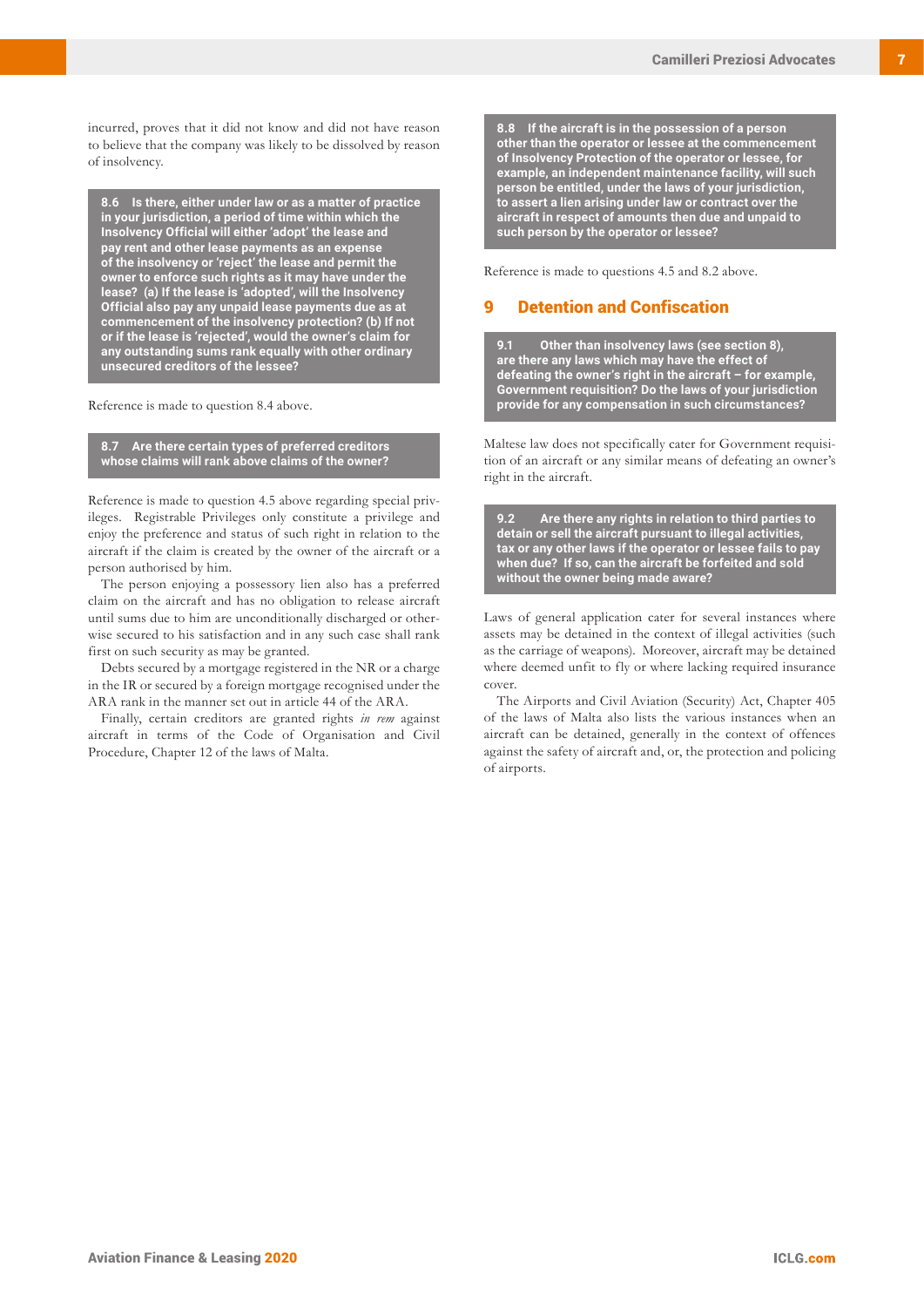incurred, proves that it did not know and did not have reason to believe that the company was likely to be dissolved by reason of insolvency.

**8.6 Is there, either under law or as a matter of practice in your jurisdiction, a period of time within which the Insolvency Official will either 'adopt' the lease and pay rent and other lease payments as an expense of the insolvency or 'reject' the lease and permit the owner to enforce such rights as it may have under the lease? (a) If the lease is 'adopted', will the Insolvency Official also pay any unpaid lease payments due as at commencement of the insolvency protection? (b) If not or if the lease is 'rejected', would the owner's claim for any outstanding sums rank equally with other ordinary unsecured creditors of the lessee?**

Reference is made to question 8.4 above.

**8.7 Are there certain types of preferred creditors whose claims will rank above claims of the owner?**

Reference is made to question 4.5 above regarding special privileges. Registrable Privileges only constitute a privilege and enjoy the preference and status of such right in relation to the aircraft if the claim is created by the owner of the aircraft or a person authorised by him.

The person enjoying a possessory lien also has a preferred claim on the aircraft and has no obligation to release aircraft until sums due to him are unconditionally discharged or otherwise secured to his satisfaction and in any such case shall rank first on such security as may be granted.

Debts secured by a mortgage registered in the NR or a charge in the IR or secured by a foreign mortgage recognised under the ARA rank in the manner set out in article 44 of the ARA.

Finally, certain creditors are granted rights *in rem* against aircraft in terms of the Code of Organisation and Civil Procedure, Chapter 12 of the laws of Malta.

**8.8 If the aircraft is in the possession of a person other than the operator or lessee at the commencement of Insolvency Protection of the operator or lessee, for example, an independent maintenance facility, will such person be entitled, under the laws of your jurisdiction, to assert a lien arising under law or contract over the aircraft in respect of amounts then due and unpaid to such person by the operator or lessee?**

Reference is made to questions 4.5 and 8.2 above.

## 9 Detention and Confiscation

**9.1 Other than insolvency laws (see section 8), are there any laws which may have the effect of defeating the owner's right in the aircraft – for example, Government requisition? Do the laws of your jurisdiction provide for any compensation in such circumstances?**

Maltese law does not specifically cater for Government requisition of an aircraft or any similar means of defeating an owner's right in the aircraft.

**9.2 Are there any rights in relation to third parties to detain or sell the aircraft pursuant to illegal activities, tax or any other laws if the operator or lessee fails to pay when due? If so, can the aircraft be forfeited and sold without the owner being made aware?**

Laws of general application cater for several instances where assets may be detained in the context of illegal activities (such as the carriage of weapons). Moreover, aircraft may be detained where deemed unfit to fly or where lacking required insurance cover.

The Airports and Civil Aviation (Security) Act, Chapter 405 of the laws of Malta also lists the various instances when an aircraft can be detained, generally in the context of offences against the safety of aircraft and, or, the protection and policing of airports.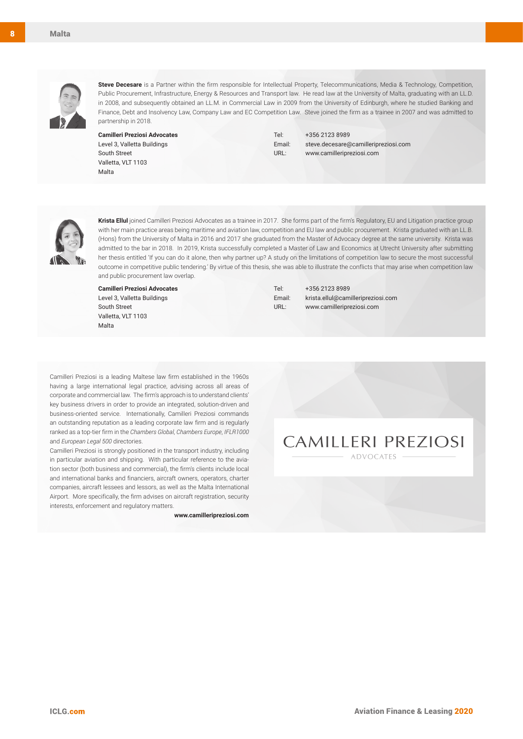**Steve Decesare** is a Partner within the firm responsible for Intellectual Property, Telecommunications, Media & Technology, Competition, Public Procurement, Infrastructure, Energy & Resources and Transport law. He read law at the University of Malta, graduating with an LL.D. in 2008, and subsequently obtained an LL.M. in Commercial Law in 2009 from the University of Edinburgh, where he studied Banking and Finance, Debt and Insolvency Law, Company Law and EC Competition Law. Steve joined the firm as a trainee in 2007 and was admitted to partnership in 2018.

**Camilleri Preziosi Advocates**
Level 3, Valletta Buildings
South Street
Valletta, VLT 1103
Malta

Tel: +356 2123 8989
Email: steve.decesare@camilleripreziosi.com
URL: www.camilleripreziosi.com

**Krista Ellul** joined Camilleri Preziosi Advocates as a trainee in 2017. She forms part of the firm's Regulatory, EU and Litigation practice group with her main practice areas being maritime and aviation law, competition and EU law and public procurement. Krista graduated with an LL.B. (Hons) from the University of Malta in 2016 and 2017 she graduated from the Master of Advocacy degree at the same university. Krista was admitted to the bar in 2018. In 2019, Krista successfully completed a Master of Law and Economics at Utrecht University after submitting her thesis entitled 'If you can do it alone, then why partner up? A study on the limitations of competition law to secure the most successful outcome in competitive public tendering.' By virtue of this thesis, she was able to illustrate the conflicts that may arise when competition law and public procurement law overlap.

**Camilleri Preziosi Advocates**
Level 3, Valletta Buildings
South Street
Valletta, VLT 1103
Malta

Tel: +356 2123 8989
Email: krista.ellul@camilleripreziosi.com
URL: www.camilleripreziosi.com

Camilleri Preziosi is a leading Maltese law firm established in the 1960s having a large international legal practice, advising across all areas of corporate and commercial law. The firm's approach is to understand clients' key business drivers in order to provide an integrated, solution-driven and business-oriented service. Internationally, Camilleri Preziosi commands an outstanding reputation as a leading corporate law firm and is regularly ranked as a top-tier firm in the *Chambers Global*, *Chambers Europe*, *IFLR1000* and *European Legal 500* directories.

Camilleri Preziosi is strongly positioned in the transport industry, including in particular aviation and shipping. With particular reference to the aviation sector (both business and commercial), the firm's clients include local and international banks and financiers, aircraft owners, operators, charter companies, aircraft lessees and lessors, as well as the Malta International Airport. More specifically, the firm advises on aircraft registration, security interests, enforcement and regulatory matters.

**www.camilleripreziosi.com**

CAMILLERI PREZIOSI
ADVOCATES